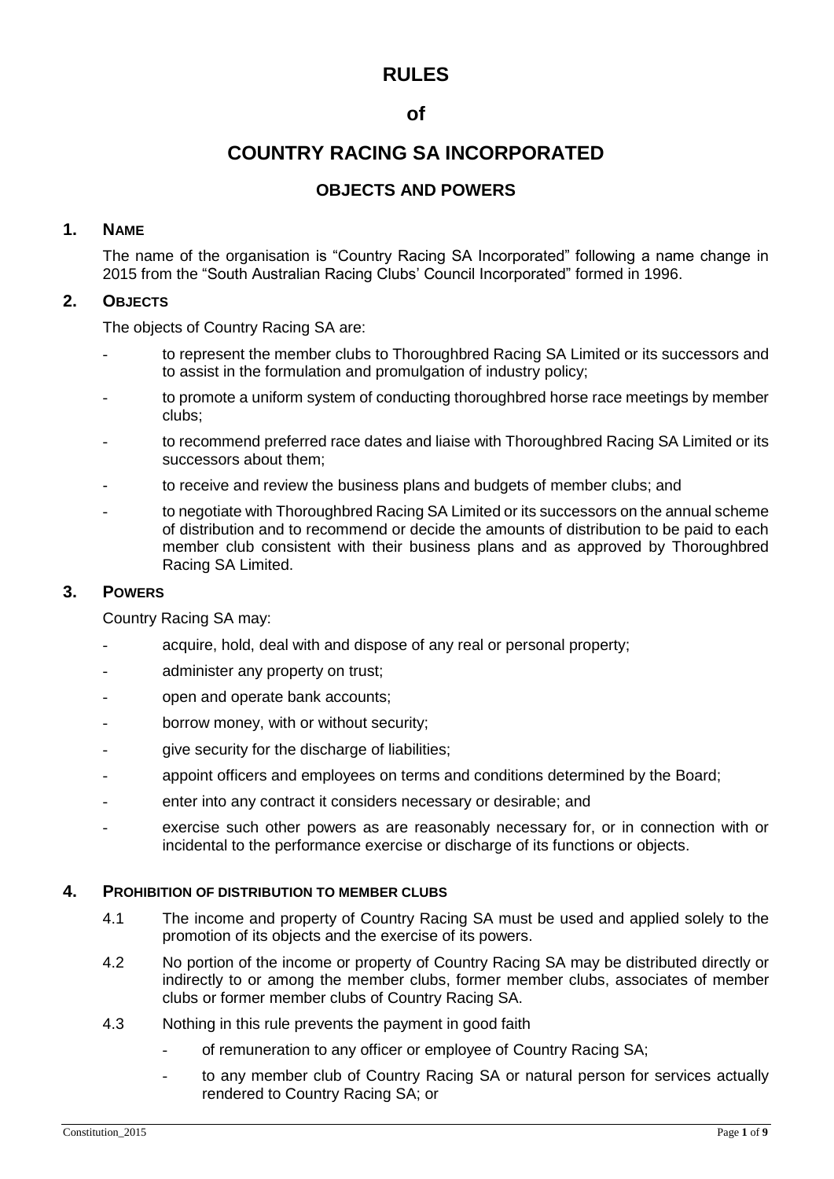# RULES

## of

# COUNTRY RACING SA INCORPORATED

## OBJECTS AND POWERS

### 1. NAME

The name of the organisation is "Country Racing SA Incorporated" following a name change in 2015 from the "South Australian Racing Clubs' Council Incorporated" formed in 1996.

### 2. OBJECTS

The objects of Country Racing SA are:

- to represent the member clubs to Thoroughbred Racing SA Limited or its successors and to assist in the formulation and promulgation of industry policy;
- to promote a uniform system of conducting thoroughbred horse race meetings by member clubs;
- to recommend preferred race dates and liaise with Thoroughbred Racing SA Limited or its successors about them;
- to receive and review the business plans and budgets of member clubs; and
- to negotiate with Thoroughbred Racing SA Limited or its successors on the annual scheme of distribution and to recommend or decide the amounts of distribution to be paid to each member club consistent with their business plans and as approved by Thoroughbred Racing SA Limited.

### 3. POWERS

Country Racing SA may:

- acquire, hold, deal with and dispose of any real or personal property;
- administer any property on trust;
- open and operate bank accounts;
- borrow money, with or without security;
- give security for the discharge of liabilities;
- appoint officers and employees on terms and conditions determined by the Board;
- enter into any contract it considers necessary or desirable; and
- exercise such other powers as are reasonably necessary for, or in connection with or incidental to the performance exercise or discharge of its functions or objects.

### 4. PROHIBITION OF DISTRIBUTION TO MEMBER CLUBS

4.1 The income and property of Country Racing SA must be used and applied solely to the promotion of its objects and the exercise of its powers.

4.2 No portion of the income or property of Country Racing SA may be distributed directly or indirectly to or among the member clubs, former member clubs, associates of member clubs or former member clubs of Country Racing SA.

4.3 Nothing in this rule prevents the payment in good faith

- of remuneration to any officer or employee of Country Racing SA;
- to any member club of Country Racing SA or natural person for services actually rendered to Country Racing SA; or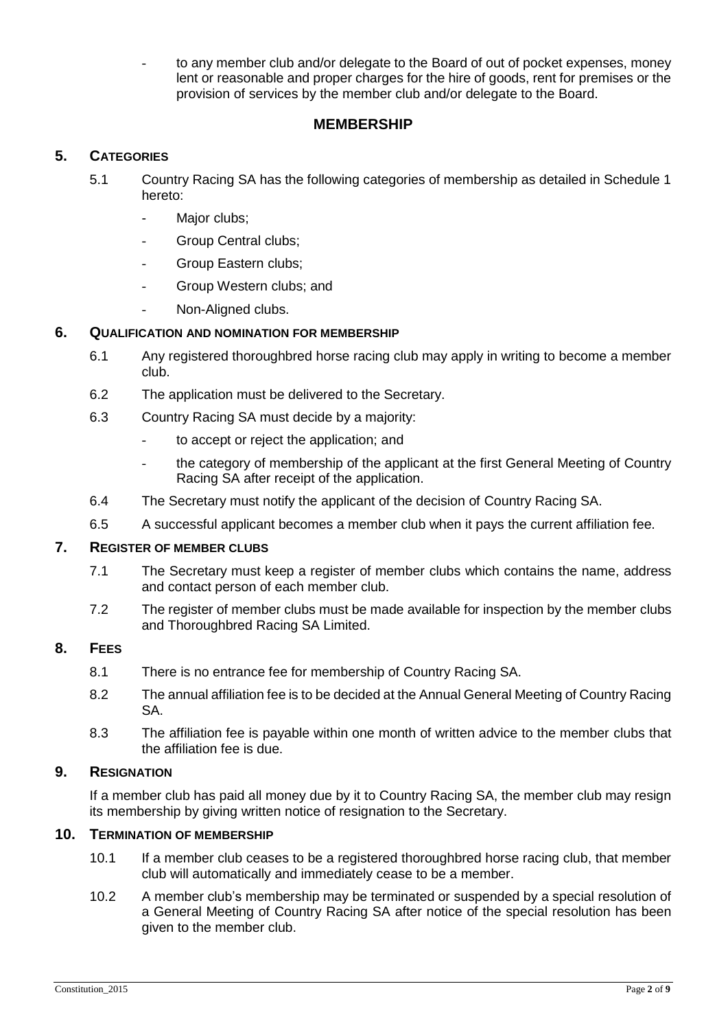- to any member club and/or delegate to the Board of out of pocket expenses, money lent or reasonable and proper charges for the hire of goods, rent for premises or the provision of services by the member club and/or delegate to the Board.

## MEMBERSHIP

### 5. CATEGORIES

5.1 Country Racing SA has the following categories of membership as detailed in Schedule 1 hereto:

- Major clubs;
- Group Central clubs;
- Group Eastern clubs;
- Group Western clubs; and
- Non-Aligned clubs.

### 6. QUALIFICATION AND NOMINATION FOR MEMBERSHIP

6.1 Any registered thoroughbred horse racing club may apply in writing to become a member club.

6.2 The application must be delivered to the Secretary.

6.3 Country Racing SA must decide by a majority:

- to accept or reject the application; and
- the category of membership of the applicant at the first General Meeting of Country Racing SA after receipt of the application.

6.4 The Secretary must notify the applicant of the decision of Country Racing SA.

6.5 A successful applicant becomes a member club when it pays the current affiliation fee.

### 7. REGISTER OF MEMBER CLUBS

7.1 The Secretary must keep a register of member clubs which contains the name, address and contact person of each member club.

7.2 The register of member clubs must be made available for inspection by the member clubs and Thoroughbred Racing SA Limited.

### 8. FEES

8.1 There is no entrance fee for membership of Country Racing SA.

8.2 The annual affiliation fee is to be decided at the Annual General Meeting of Country Racing SA.

8.3 The affiliation fee is payable within one month of written advice to the member clubs that the affiliation fee is due.

### 9. RESIGNATION

If a member club has paid all money due by it to Country Racing SA, the member club may resign its membership by giving written notice of resignation to the Secretary.

### 10. TERMINATION OF MEMBERSHIP

10.1 If a member club ceases to be a registered thoroughbred horse racing club, that member club will automatically and immediately cease to be a member.

10.2 A member club's membership may be terminated or suspended by a special resolution of a General Meeting of Country Racing SA after notice of the special resolution has been given to the member club.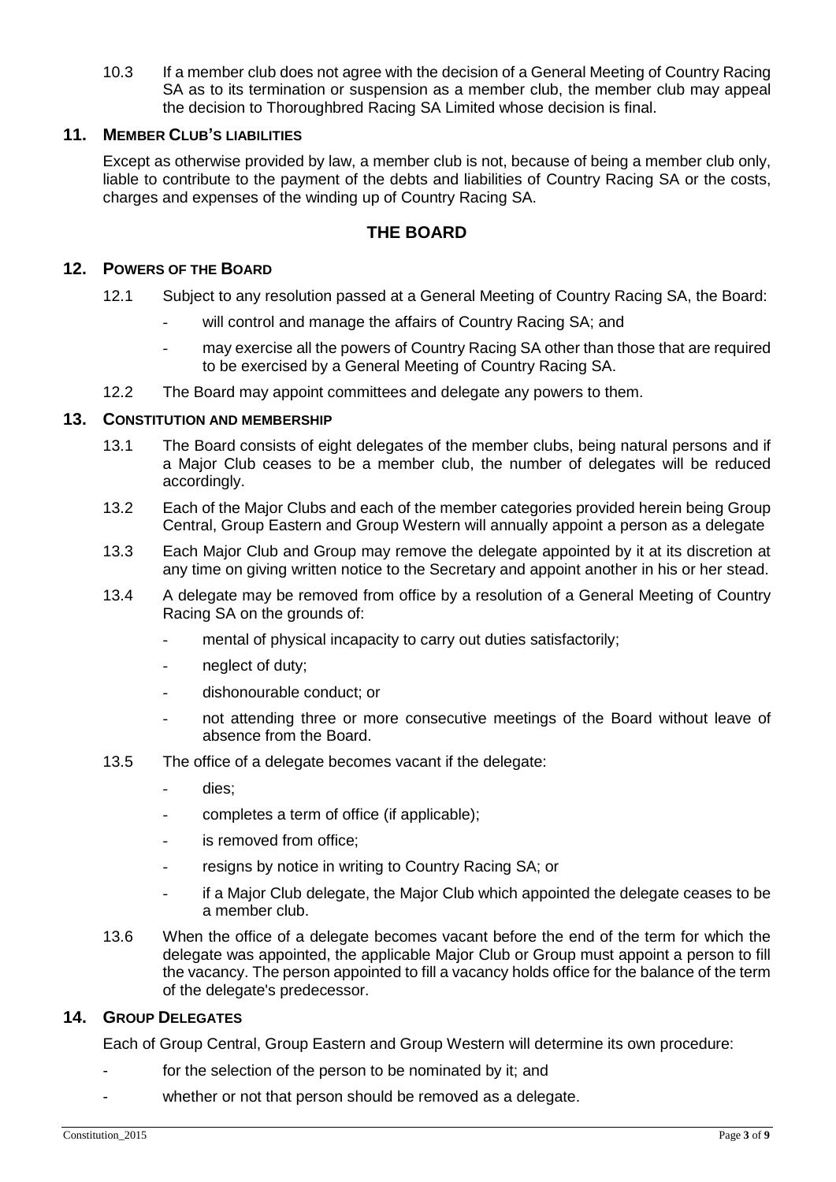10.3 If a member club does not agree with the decision of a General Meeting of Country Racing SA as to its termination or suspension as a member club, the member club may appeal the decision to Thoroughbred Racing SA Limited whose decision is final.

## 11. MEMBER CLUB'S LIABILITIES

Except as otherwise provided by law, a member club is not, because of being a member club only, liable to contribute to the payment of the debts and liabilities of Country Racing SA or the costs, charges and expenses of the winding up of Country Racing SA.

# THE BOARD

## 12. POWERS OF THE BOARD

12.1 Subject to any resolution passed at a General Meeting of Country Racing SA, the Board:

- will control and manage the affairs of Country Racing SA; and
- may exercise all the powers of Country Racing SA other than those that are required to be exercised by a General Meeting of Country Racing SA.

12.2 The Board may appoint committees and delegate any powers to them.

## 13. CONSTITUTION AND MEMBERSHIP

13.1 The Board consists of eight delegates of the member clubs, being natural persons and if a Major Club ceases to be a member club, the number of delegates will be reduced accordingly.

13.2 Each of the Major Clubs and each of the member categories provided herein being Group Central, Group Eastern and Group Western will annually appoint a person as a delegate

13.3 Each Major Club and Group may remove the delegate appointed by it at its discretion at any time on giving written notice to the Secretary and appoint another in his or her stead.

13.4 A delegate may be removed from office by a resolution of a General Meeting of Country Racing SA on the grounds of:

- mental of physical incapacity to carry out duties satisfactorily;
- neglect of duty;
- dishonourable conduct; or
- not attending three or more consecutive meetings of the Board without leave of absence from the Board.

13.5 The office of a delegate becomes vacant if the delegate:

- dies;
- completes a term of office (if applicable);
- is removed from office;
- resigns by notice in writing to Country Racing SA; or
- if a Major Club delegate, the Major Club which appointed the delegate ceases to be a member club.

13.6 When the office of a delegate becomes vacant before the end of the term for which the delegate was appointed, the applicable Major Club or Group must appoint a person to fill the vacancy. The person appointed to fill a vacancy holds office for the balance of the term of the delegate's predecessor.

## 14. GROUP DELEGATES

Each of Group Central, Group Eastern and Group Western will determine its own procedure:

- for the selection of the person to be nominated by it; and
- whether or not that person should be removed as a delegate.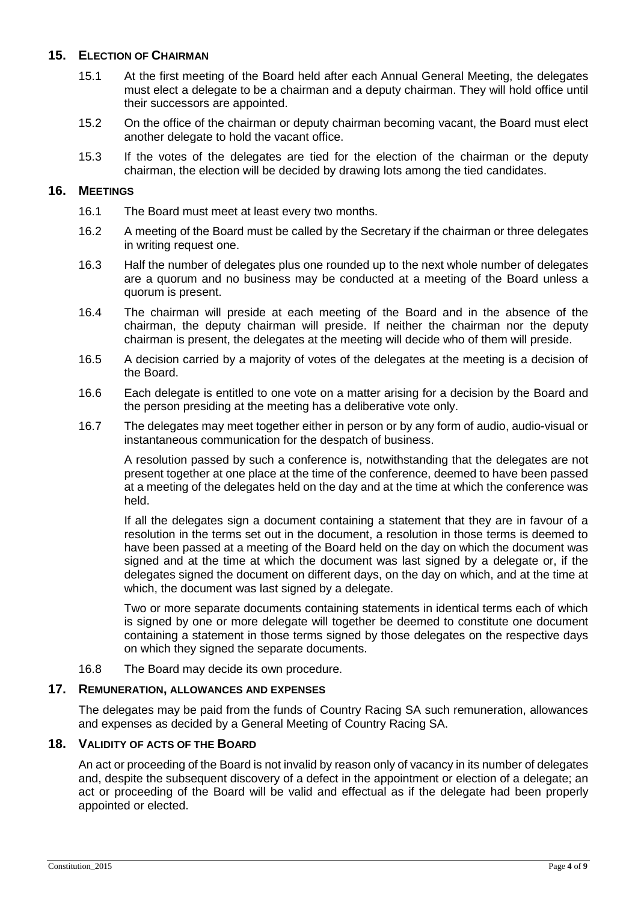## 15. ELECTION OF CHAIRMAN

15.1 At the first meeting of the Board held after each Annual General Meeting, the delegates must elect a delegate to be a chairman and a deputy chairman. They will hold office until their successors are appointed.

15.2 On the office of the chairman or deputy chairman becoming vacant, the Board must elect another delegate to hold the vacant office.

15.3 If the votes of the delegates are tied for the election of the chairman or the deputy chairman, the election will be decided by drawing lots among the tied candidates.

## 16. MEETINGS

16.1 The Board must meet at least every two months.

16.2 A meeting of the Board must be called by the Secretary if the chairman or three delegates in writing request one.

16.3 Half the number of delegates plus one rounded up to the next whole number of delegates are a quorum and no business may be conducted at a meeting of the Board unless a quorum is present.

16.4 The chairman will preside at each meeting of the Board and in the absence of the chairman, the deputy chairman will preside. If neither the chairman nor the deputy chairman is present, the delegates at the meeting will decide who of them will preside.

16.5 A decision carried by a majority of votes of the delegates at the meeting is a decision of the Board.

16.6 Each delegate is entitled to one vote on a matter arising for a decision by the Board and the person presiding at the meeting has a deliberative vote only.

16.7 The delegates may meet together either in person or by any form of audio, audio-visual or instantaneous communication for the despatch of business.

A resolution passed by such a conference is, notwithstanding that the delegates are not present together at one place at the time of the conference, deemed to have been passed at a meeting of the delegates held on the day and at the time at which the conference was held.

If all the delegates sign a document containing a statement that they are in favour of a resolution in the terms set out in the document, a resolution in those terms is deemed to have been passed at a meeting of the Board held on the day on which the document was signed and at the time at which the document was last signed by a delegate or, if the delegates signed the document on different days, on the day on which, and at the time at which, the document was last signed by a delegate.

Two or more separate documents containing statements in identical terms each of which is signed by one or more delegate will together be deemed to constitute one document containing a statement in those terms signed by those delegates on the respective days on which they signed the separate documents.

16.8 The Board may decide its own procedure.

## 17. REMUNERATION, ALLOWANCES AND EXPENSES

The delegates may be paid from the funds of Country Racing SA such remuneration, allowances and expenses as decided by a General Meeting of Country Racing SA.

## 18. VALIDITY OF ACTS OF THE BOARD

An act or proceeding of the Board is not invalid by reason only of vacancy in its number of delegates and, despite the subsequent discovery of a defect in the appointment or election of a delegate; an act or proceeding of the Board will be valid and effectual as if the delegate had been properly appointed or elected.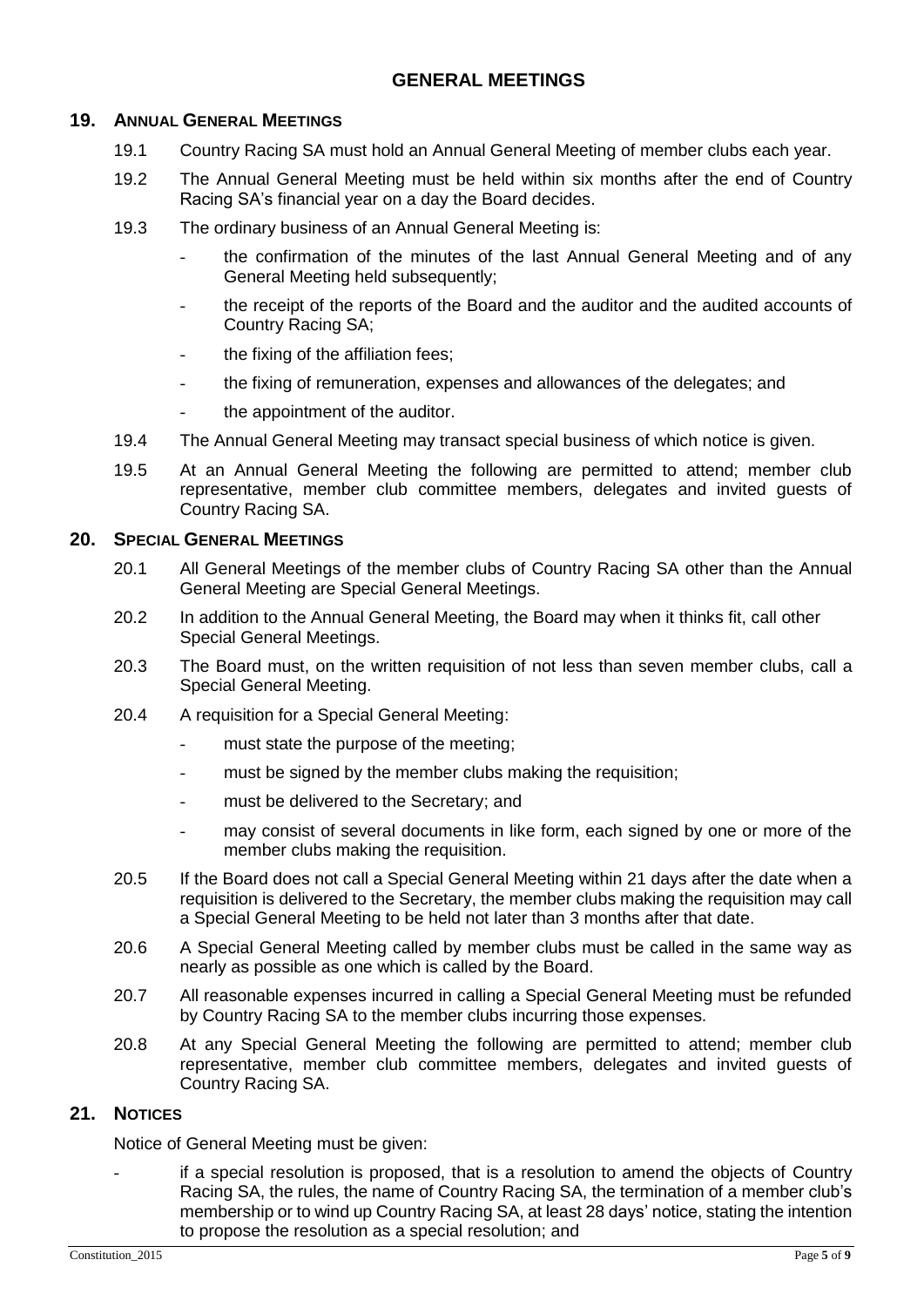## GENERAL MEETINGS

### 19. ANNUAL GENERAL MEETINGS

19.1 Country Racing SA must hold an Annual General Meeting of member clubs each year.

19.2 The Annual General Meeting must be held within six months after the end of Country Racing SA's financial year on a day the Board decides.

19.3 The ordinary business of an Annual General Meeting is:

- the confirmation of the minutes of the last Annual General Meeting and of any General Meeting held subsequently;
- the receipt of the reports of the Board and the auditor and the audited accounts of Country Racing SA;
- the fixing of the affiliation fees;
- the fixing of remuneration, expenses and allowances of the delegates; and
- the appointment of the auditor.

19.4 The Annual General Meeting may transact special business of which notice is given.

19.5 At an Annual General Meeting the following are permitted to attend; member club representative, member club committee members, delegates and invited guests of Country Racing SA.

### 20. SPECIAL GENERAL MEETINGS

20.1 All General Meetings of the member clubs of Country Racing SA other than the Annual General Meeting are Special General Meetings.

20.2 In addition to the Annual General Meeting, the Board may when it thinks fit, call other Special General Meetings.

20.3 The Board must, on the written requisition of not less than seven member clubs, call a Special General Meeting.

20.4 A requisition for a Special General Meeting:

- must state the purpose of the meeting;
- must be signed by the member clubs making the requisition;
- must be delivered to the Secretary; and
- may consist of several documents in like form, each signed by one or more of the member clubs making the requisition.

20.5 If the Board does not call a Special General Meeting within 21 days after the date when a requisition is delivered to the Secretary, the member clubs making the requisition may call a Special General Meeting to be held not later than 3 months after that date.

20.6 A Special General Meeting called by member clubs must be called in the same way as nearly as possible as one which is called by the Board.

20.7 All reasonable expenses incurred in calling a Special General Meeting must be refunded by Country Racing SA to the member clubs incurring those expenses.

20.8 At any Special General Meeting the following are permitted to attend; member club representative, member club committee members, delegates and invited guests of Country Racing SA.

### 21. NOTICES

Notice of General Meeting must be given:

- if a special resolution is proposed, that is a resolution to amend the objects of Country Racing SA, the rules, the name of Country Racing SA, the termination of a member club's membership or to wind up Country Racing SA, at least 28 days' notice, stating the intention to propose the resolution as a special resolution; and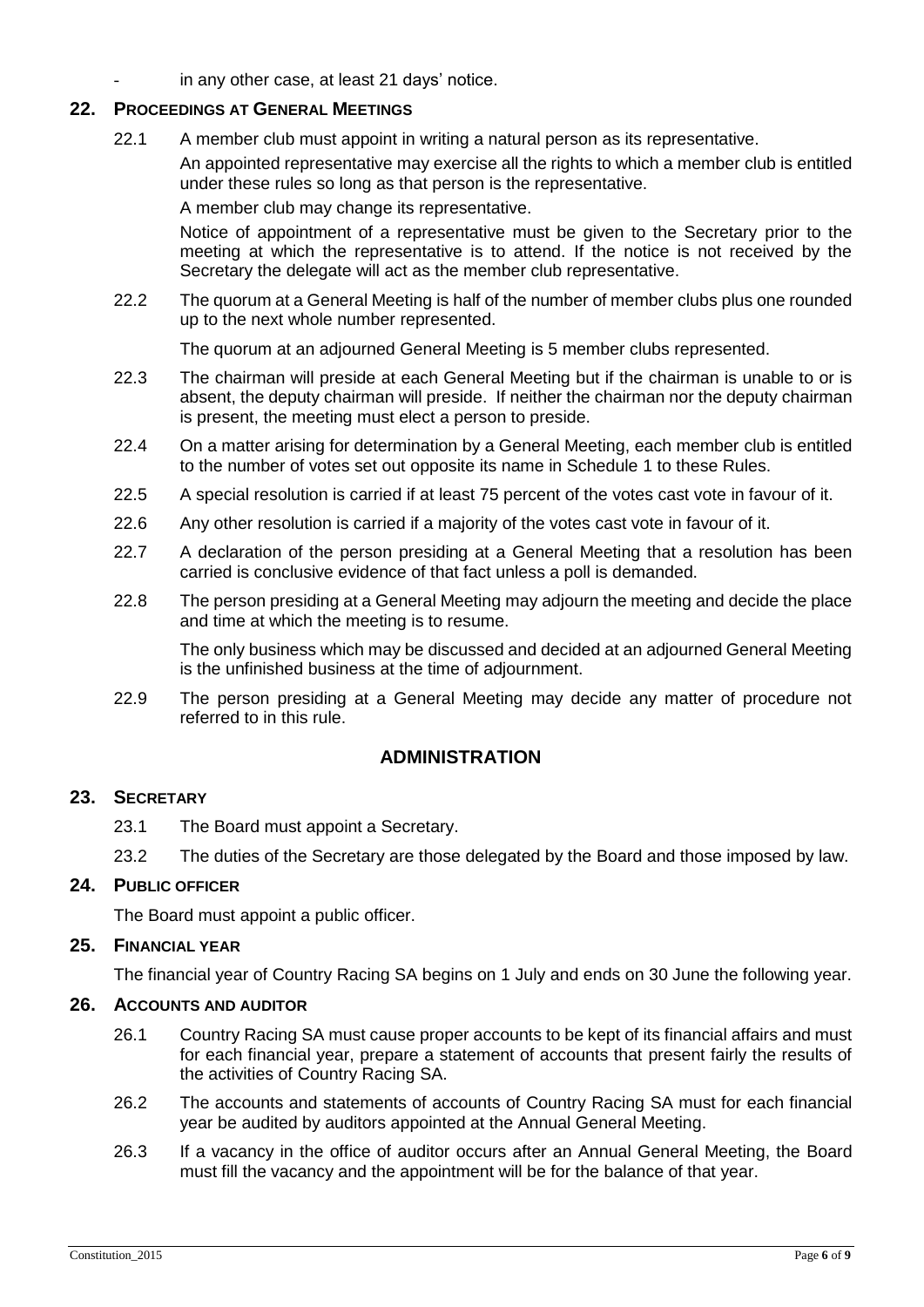- in any other case, at least 21 days' notice.

## 22. PROCEEDINGS AT GENERAL MEETINGS

22.1 A member club must appoint in writing a natural person as its representative.

An appointed representative may exercise all the rights to which a member club is entitled under these rules so long as that person is the representative.

A member club may change its representative.

Notice of appointment of a representative must be given to the Secretary prior to the meeting at which the representative is to attend. If the notice is not received by the Secretary the delegate will act as the member club representative.

22.2 The quorum at a General Meeting is half of the number of member clubs plus one rounded up to the next whole number represented.

The quorum at an adjourned General Meeting is 5 member clubs represented.

22.3 The chairman will preside at each General Meeting but if the chairman is unable to or is absent, the deputy chairman will preside. If neither the chairman nor the deputy chairman is present, the meeting must elect a person to preside.

22.4 On a matter arising for determination by a General Meeting, each member club is entitled to the number of votes set out opposite its name in Schedule 1 to these Rules.

22.5 A special resolution is carried if at least 75 percent of the votes cast vote in favour of it.

22.6 Any other resolution is carried if a majority of the votes cast vote in favour of it.

22.7 A declaration of the person presiding at a General Meeting that a resolution has been carried is conclusive evidence of that fact unless a poll is demanded.

22.8 The person presiding at a General Meeting may adjourn the meeting and decide the place and time at which the meeting is to resume.

The only business which may be discussed and decided at an adjourned General Meeting is the unfinished business at the time of adjournment.

22.9 The person presiding at a General Meeting may decide any matter of procedure not referred to in this rule.

# ADMINISTRATION

## 23. SECRETARY

23.1 The Board must appoint a Secretary.

23.2 The duties of the Secretary are those delegated by the Board and those imposed by law.

## 24. PUBLIC OFFICER

The Board must appoint a public officer.

## 25. FINANCIAL YEAR

The financial year of Country Racing SA begins on 1 July and ends on 30 June the following year.

## 26. ACCOUNTS AND AUDITOR

26.1 Country Racing SA must cause proper accounts to be kept of its financial affairs and must for each financial year, prepare a statement of accounts that present fairly the results of the activities of Country Racing SA.

26.2 The accounts and statements of accounts of Country Racing SA must for each financial year be audited by auditors appointed at the Annual General Meeting.

26.3 If a vacancy in the office of auditor occurs after an Annual General Meeting, the Board must fill the vacancy and the appointment will be for the balance of that year.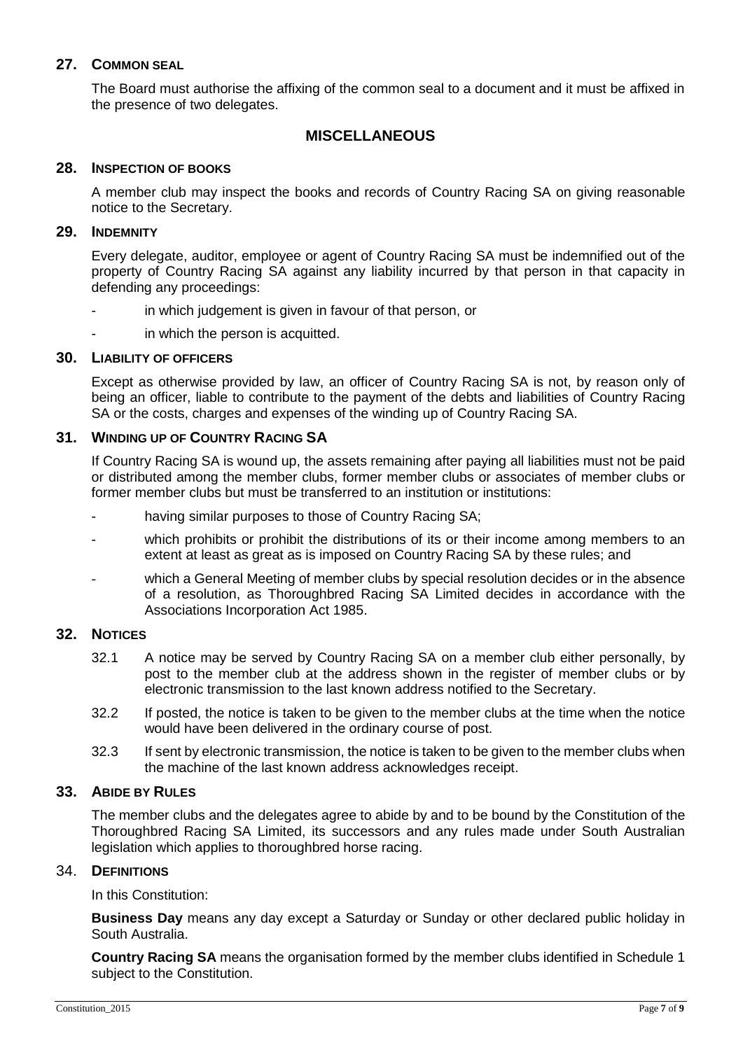## 27. COMMON SEAL

The Board must authorise the affixing of the common seal to a document and it must be affixed in the presence of two delegates.

# MISCELLANEOUS

## 28. INSPECTION OF BOOKS

A member club may inspect the books and records of Country Racing SA on giving reasonable notice to the Secretary.

## 29. INDEMNITY

Every delegate, auditor, employee or agent of Country Racing SA must be indemnified out of the property of Country Racing SA against any liability incurred by that person in that capacity in defending any proceedings:

- in which judgement is given in favour of that person, or
- in which the person is acquitted.

## 30. LIABILITY OF OFFICERS

Except as otherwise provided by law, an officer of Country Racing SA is not, by reason only of being an officer, liable to contribute to the payment of the debts and liabilities of Country Racing SA or the costs, charges and expenses of the winding up of Country Racing SA.

## 31. WINDING UP OF COUNTRY RACING SA

If Country Racing SA is wound up, the assets remaining after paying all liabilities must not be paid or distributed among the member clubs, former member clubs or associates of member clubs or former member clubs but must be transferred to an institution or institutions:

- having similar purposes to those of Country Racing SA;
- which prohibits or prohibit the distributions of its or their income among members to an extent at least as great as is imposed on Country Racing SA by these rules; and
- which a General Meeting of member clubs by special resolution decides or in the absence of a resolution, as Thoroughbred Racing SA Limited decides in accordance with the Associations Incorporation Act 1985.

## 32. NOTICES

32.1 A notice may be served by Country Racing SA on a member club either personally, by post to the member club at the address shown in the register of member clubs or by electronic transmission to the last known address notified to the Secretary.

32.2 If posted, the notice is taken to be given to the member clubs at the time when the notice would have been delivered in the ordinary course of post.

32.3 If sent by electronic transmission, the notice is taken to be given to the member clubs when the machine of the last known address acknowledges receipt.

## 33. ABIDE BY RULES

The member clubs and the delegates agree to abide by and to be bound by the Constitution of the Thoroughbred Racing SA Limited, its successors and any rules made under South Australian legislation which applies to thoroughbred horse racing.

## 34. DEFINITIONS

In this Constitution:

**Business Day** means any day except a Saturday or Sunday or other declared public holiday in South Australia.

**Country Racing SA** means the organisation formed by the member clubs identified in Schedule 1 subject to the Constitution.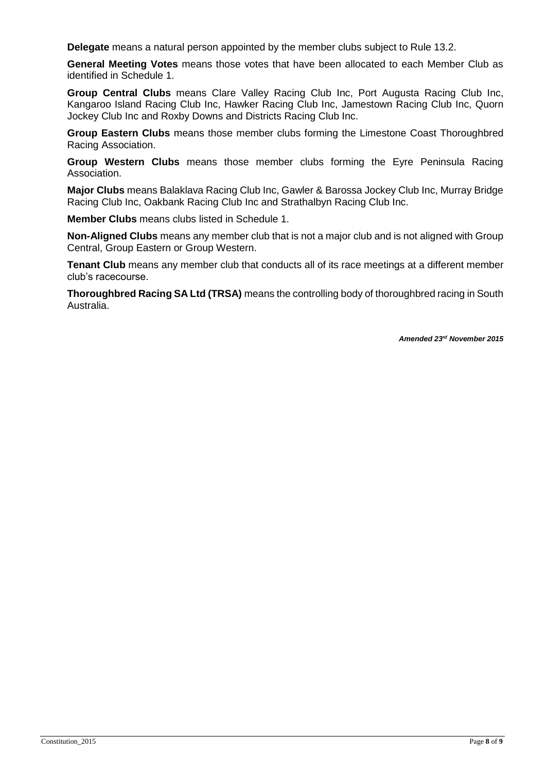**Delegate** means a natural person appointed by the member clubs subject to Rule 13.2.

**General Meeting Votes** means those votes that have been allocated to each Member Club as identified in Schedule 1.

**Group Central Clubs** means Clare Valley Racing Club Inc, Port Augusta Racing Club Inc, Kangaroo Island Racing Club Inc, Hawker Racing Club Inc, Jamestown Racing Club Inc, Quorn Jockey Club Inc and Roxby Downs and Districts Racing Club Inc.

**Group Eastern Clubs** means those member clubs forming the Limestone Coast Thoroughbred Racing Association.

**Group Western Clubs** means those member clubs forming the Eyre Peninsula Racing Association.

**Major Clubs** means Balaklava Racing Club Inc, Gawler & Barossa Jockey Club Inc, Murray Bridge Racing Club Inc, Oakbank Racing Club Inc and Strathalbyn Racing Club Inc.

**Member Clubs** means clubs listed in Schedule 1.

**Non-Aligned Clubs** means any member club that is not a major club and is not aligned with Group Central, Group Eastern or Group Western.

**Tenant Club** means any member club that conducts all of its race meetings at a different member club's racecourse.

**Thoroughbred Racing SA Ltd (TRSA)** means the controlling body of thoroughbred racing in South Australia.

***Amended 23rd November 2015***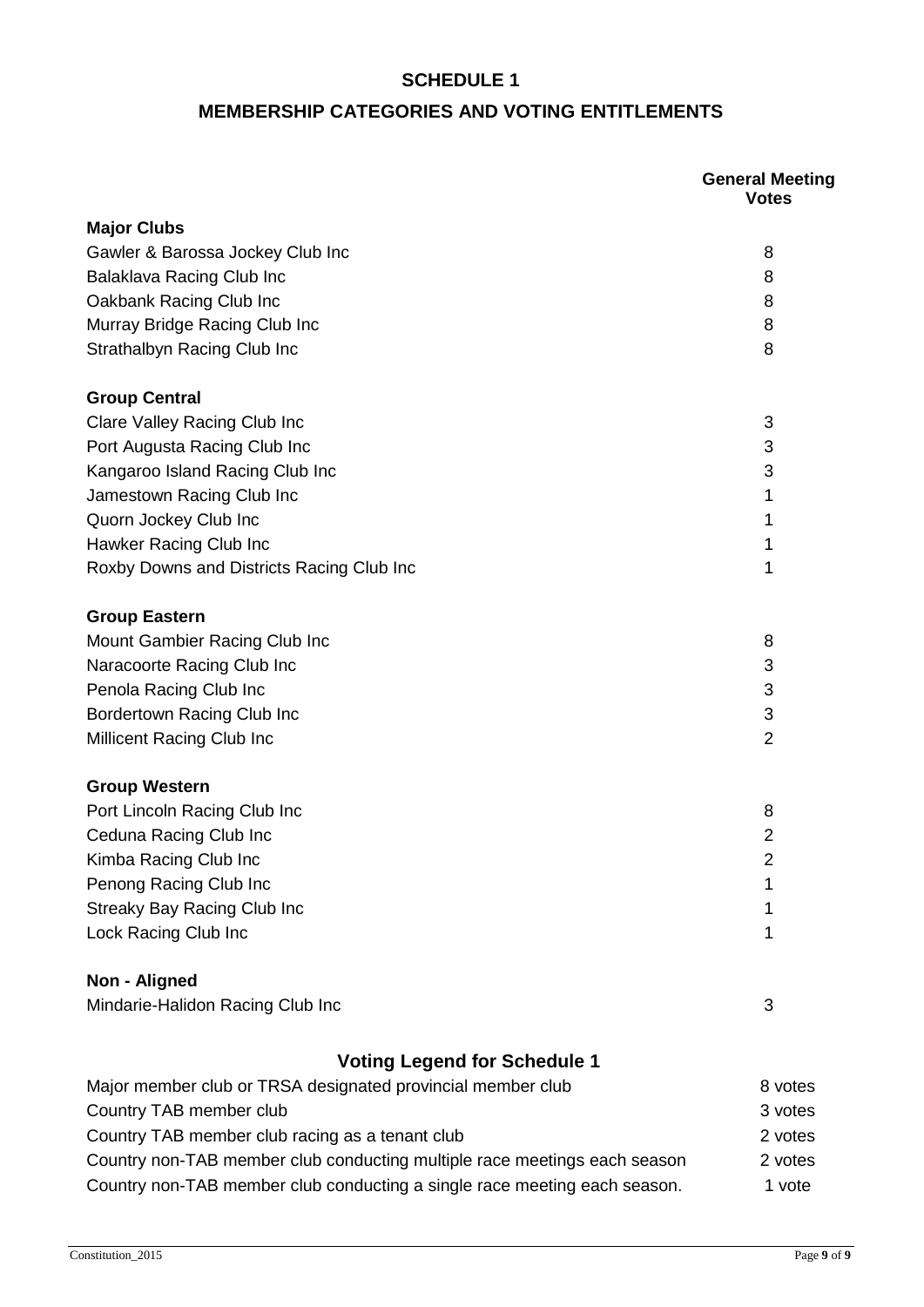# SCHEDULE 1

## MEMBERSHIP CATEGORIES AND VOTING ENTITLEMENTS

| | General Meeting Votes |
|---|---|
| **Major Clubs** | |
| Gawler & Barossa Jockey Club Inc | 8 |
| Balaklava Racing Club Inc | 8 |
| Oakbank Racing Club Inc | 8 |
| Murray Bridge Racing Club Inc | 8 |
| Strathalbyn Racing Club Inc | 8 |
| **Group Central** | |
| Clare Valley Racing Club Inc | 3 |
| Port Augusta Racing Club Inc | 3 |
| Kangaroo Island Racing Club Inc | 3 |
| Jamestown Racing Club Inc | 1 |
| Quorn Jockey Club Inc | 1 |
| Hawker Racing Club Inc | 1 |
| Roxby Downs and Districts Racing Club Inc | 1 |
| **Group Eastern** | |
| Mount Gambier Racing Club Inc | 8 |
| Naracoorte Racing Club Inc | 3 |
| Penola Racing Club Inc | 3 |
| Bordertown Racing Club Inc | 3 |
| Millicent Racing Club Inc | 2 |
| **Group Western** | |
| Port Lincoln Racing Club Inc | 8 |
| Ceduna Racing Club Inc | 2 |
| Kimba Racing Club Inc | 2 |
| Penong Racing Club Inc | 1 |
| Streaky Bay Racing Club Inc | 1 |
| Lock Racing Club Inc | 1 |
| **Non - Aligned** | |
| Mindarie-Halidon Racing Club Inc | 3 |

### Voting Legend for Schedule 1

| | |
|---|---|
| Major member club or TRSA designated provincial member club | 8 votes |
| Country TAB member club | 3 votes |
| Country TAB member club racing as a tenant club | 2 votes |
| Country non-TAB member club conducting multiple race meetings each season | 2 votes |
| Country non-TAB member club conducting a single race meeting each season. | 1 vote |